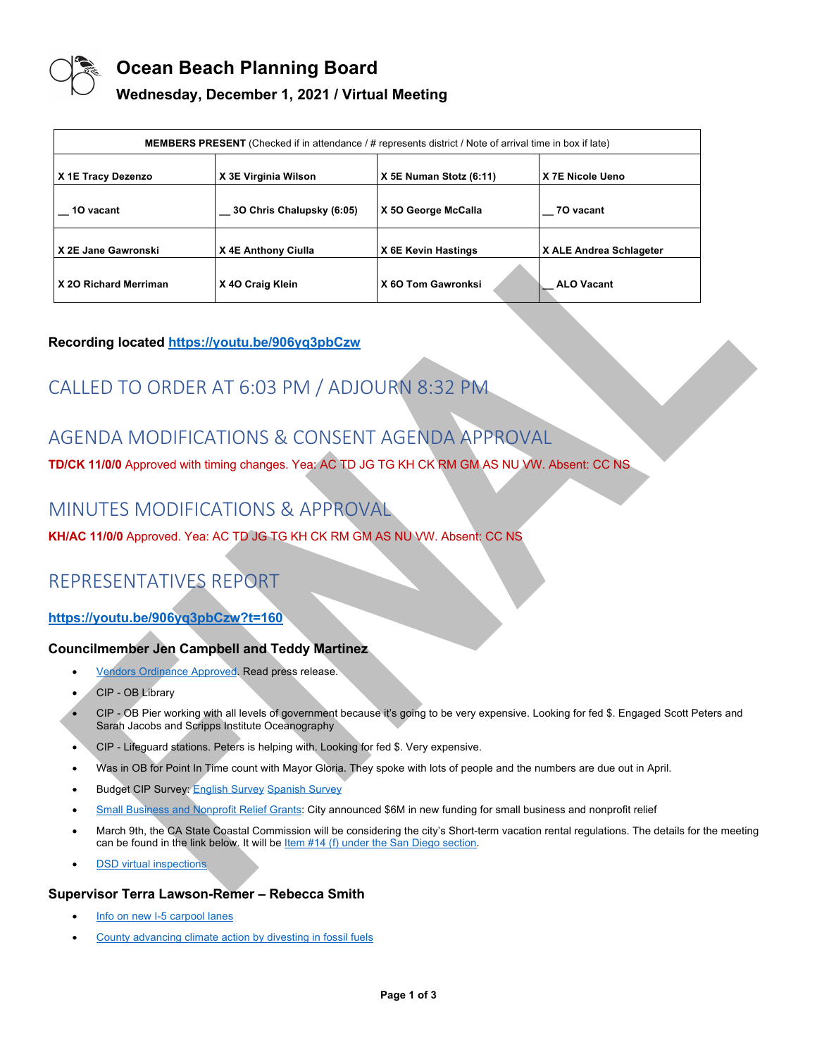# Ocean Beach Planning Board

## Wednesday, December 1, 2021 / Virtual Meeting

| MEMBERS PRESENT (Checked if in attendance / # represents district / Note of arrival time in box if late) | | | |
|---|---|---|---|
| X 1E Tracy Dezenzo | X 3E Virginia Wilson | X 5E Numan Stotz (6:11) | X 7E Nicole Ueno |
| __ 1O vacant | __ 3O Chris Chalupsky (6:05) | X 5O George McCalla | __ 7O vacant |
| X 2E Jane Gawronski | X 4E Anthony Ciulla | X 6E Kevin Hastings | X ALE Andrea Schlageter |
| X 2O Richard Merriman | X 4O Craig Klein | X 6O Tom Gawronksi | __ ALO Vacant |

**Recording located https://youtu.be/906yq3pbCzw**

## CALLED TO ORDER AT 6:03 PM / ADJOURN 8:32 PM

## AGENDA MODIFICATIONS & CONSENT AGENDA APPROVAL

**TD/CK 11/0/0** Approved with timing changes. Yea: AC TD JG TG KH CK RM GM AS NU VW. Absent: CC NS

## MINUTES MODIFICATIONS & APPROVAL

**KH/AC 11/0/0** Approved. Yea: AC TD JG TG KH CK RM GM AS NU VW. Absent: CC NS

## REPRESENTATIVES REPORT

**https://youtu.be/906yq3pbCzw?t=160**

### Councilmember Jen Campbell and Teddy Martinez

- Vendors Ordinance Approved. Read press release.
- CIP - OB Library
- CIP - OB Pier working with all levels of government because it's going to be very expensive. Looking for fed $. Engaged Scott Peters and Sarah Jacobs and Scripps Institute Oceanography
- CIP - Lifeguard stations. Peters is helping with. Looking for fed $. Very expensive.
- Was in OB for Point In Time count with Mayor Gloria. They spoke with lots of people and the numbers are due out in April.
- Budget CIP Survey: English Survey Spanish Survey
- Small Business and Nonprofit Relief Grants: City announced $6M in new funding for small business and nonprofit relief
- March 9th, the CA State Coastal Commission will be considering the city's Short-term vacation rental regulations. The details for the meeting can be found in the link below. It will be Item #14 (f) under the San Diego section.
- DSD virtual inspections

### Supervisor Terra Lawson-Remer – Rebecca Smith

- Info on new I-5 carpool lanes
- County advancing climate action by divesting in fossil fuels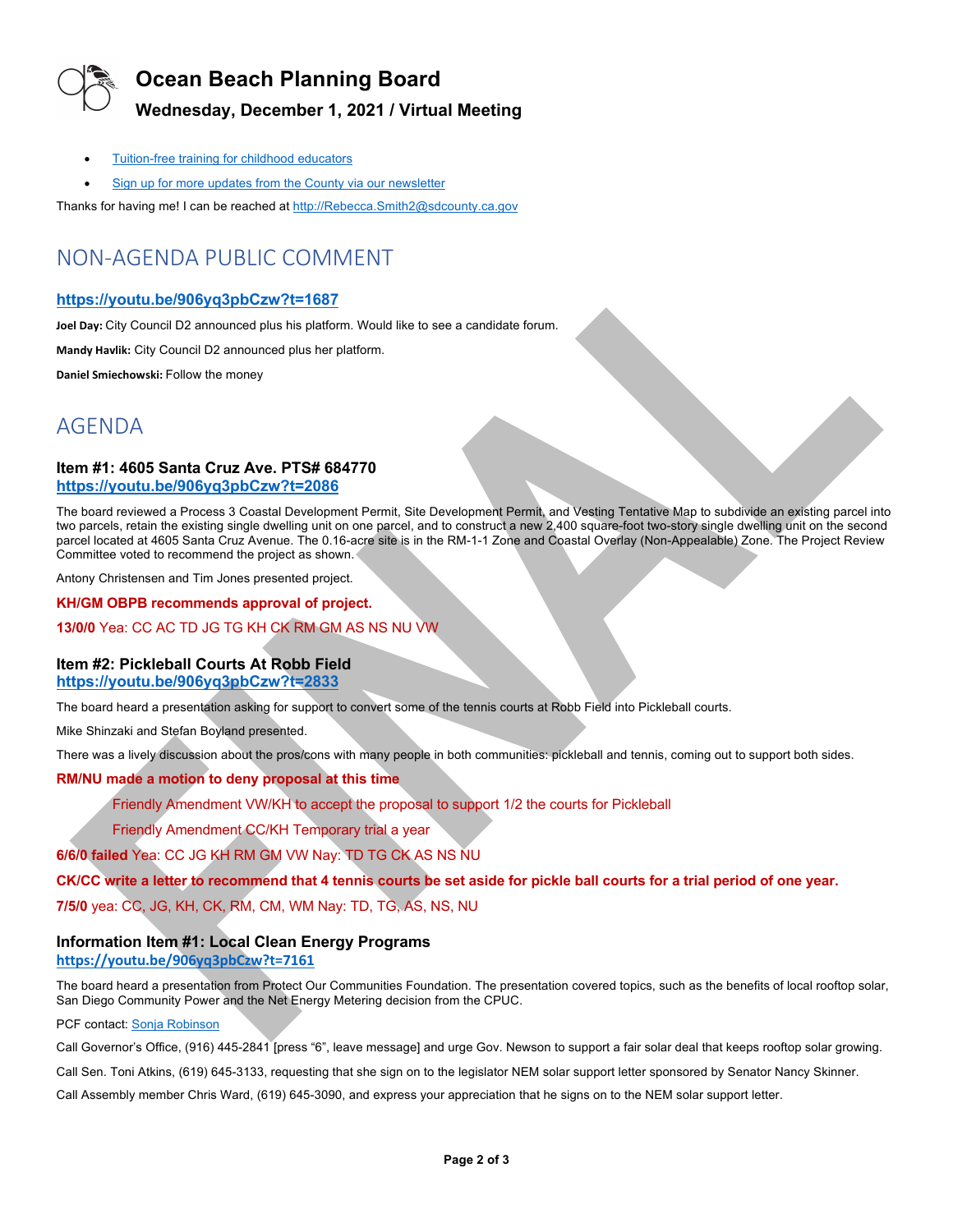# Ocean Beach Planning Board

## Wednesday, December 1, 2021 / Virtual Meeting

- [Tuition-free training for childhood educators]
- [Sign up for more updates from the County via our newsletter]

Thanks for having me! I can be reached at http://Rebecca.Smith2@sdcounty.ca.gov

## NON-AGENDA PUBLIC COMMENT

### https://youtu.be/906yq3pbCzw?t=1687

**Joel Day:** City Council D2 announced plus his platform. Would like to see a candidate forum.

**Mandy Havlik:** City Council D2 announced plus her platform.

**Daniel Smiechowski:** Follow the money

## AGENDA

### Item #1: 4605 Santa Cruz Ave. PTS# 684770
### https://youtu.be/906yq3pbCzw?t=2086

The board reviewed a Process 3 Coastal Development Permit, Site Development Permit, and Vesting Tentative Map to subdivide an existing parcel into two parcels, retain the existing single dwelling unit on one parcel, and to construct a new 2,400 square-foot two-story single dwelling unit on the second parcel located at 4605 Santa Cruz Avenue. The 0.16-acre site is in the RM-1-1 Zone and Coastal Overlay (Non-Appealable) Zone. The Project Review Committee voted to recommend the project as shown.

Antony Christensen and Tim Jones presented project.

**KH/GM OBPB recommends approval of project.**

**13/0/0** Yea: CC AC TD JG TG KH CK RM GM AS NS NU VW

### Item #2: Pickleball Courts At Robb Field
### https://youtu.be/906yq3pbCzw?t=2833

The board heard a presentation asking for support to convert some of the tennis courts at Robb Field into Pickleball courts.

Mike Shinzaki and Stefan Boyland presented.

There was a lively discussion about the pros/cons with many people in both communities: pickleball and tennis, coming out to support both sides.

**RM/NU made a motion to deny proposal at this time**

> Friendly Amendment VW/KH to accept the proposal to support 1/2 the courts for Pickleball
>
> Friendly Amendment CC/KH Temporary trial a year

**6/6/0 failed** Yea: CC JG KH RM GM VW Nay: TD TG CK AS NS NU

**CK/CC write a letter to recommend that 4 tennis courts be set aside for pickle ball courts for a trial period of one year.**

**7/5/0** yea: CC, JG, KH, CK, RM, CM, WM Nay: TD, TG, AS, NS, NU

### Information Item #1: Local Clean Energy Programs
### https://youtu.be/906yq3pbCzw?t=7161

The board heard a presentation from Protect Our Communities Foundation. The presentation covered topics, such as the benefits of local rooftop solar, San Diego Community Power and the Net Energy Metering decision from the CPUC.

PCF contact: Sonja Robinson

Call Governor's Office, (916) 445-2841 [press "6", leave message] and urge Gov. Newson to support a fair solar deal that keeps rooftop solar growing.

Call Sen. Toni Atkins, (619) 645-3133, requesting that she sign on to the legislator NEM solar support letter sponsored by Senator Nancy Skinner.

Call Assembly member Chris Ward, (619) 645-3090, and express your appreciation that he signs on to the NEM solar support letter.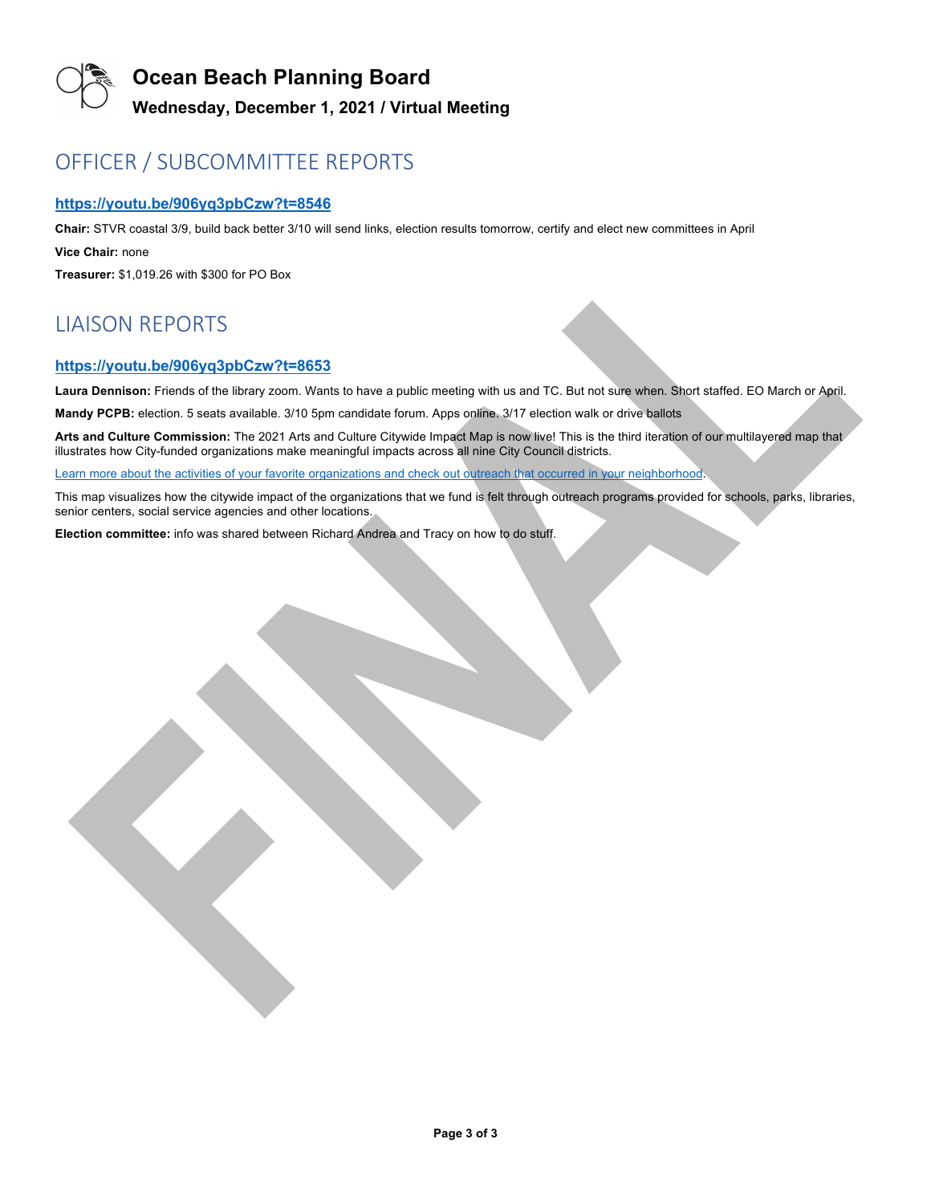# Ocean Beach Planning Board

**Wednesday, December 1, 2021 / Virtual Meeting**

## OFFICER / SUBCOMMITTEE REPORTS

**https://youtu.be/906yq3pbCzw?t=8546**

**Chair:** STVR coastal 3/9, build back better 3/10 will send links, election results tomorrow, certify and elect new committees in April

**Vice Chair:** none

**Treasurer:** $1,019.26 with $300 for PO Box

## LIAISON REPORTS

**https://youtu.be/906yq3pbCzw?t=8653**

**Laura Dennison:** Friends of the library zoom. Wants to have a public meeting with us and TC. But not sure when. Short staffed. EO March or April.

**Mandy PCPB:** election. 5 seats available. 3/10 5pm candidate forum. Apps online. 3/17 election walk or drive ballots

**Arts and Culture Commission:** The 2021 Arts and Culture Citywide Impact Map is now live! This is the third iteration of our multilayered map that illustrates how City-funded organizations make meaningful impacts across all nine City Council districts.

Learn more about the activities of your favorite organizations and check out outreach that occurred in your neighborhood.

This map visualizes how the citywide impact of the organizations that we fund is felt through outreach programs provided for schools, parks, libraries, senior centers, social service agencies and other locations.

**Election committee:** info was shared between Richard Andrea and Tracy on how to do stuff.